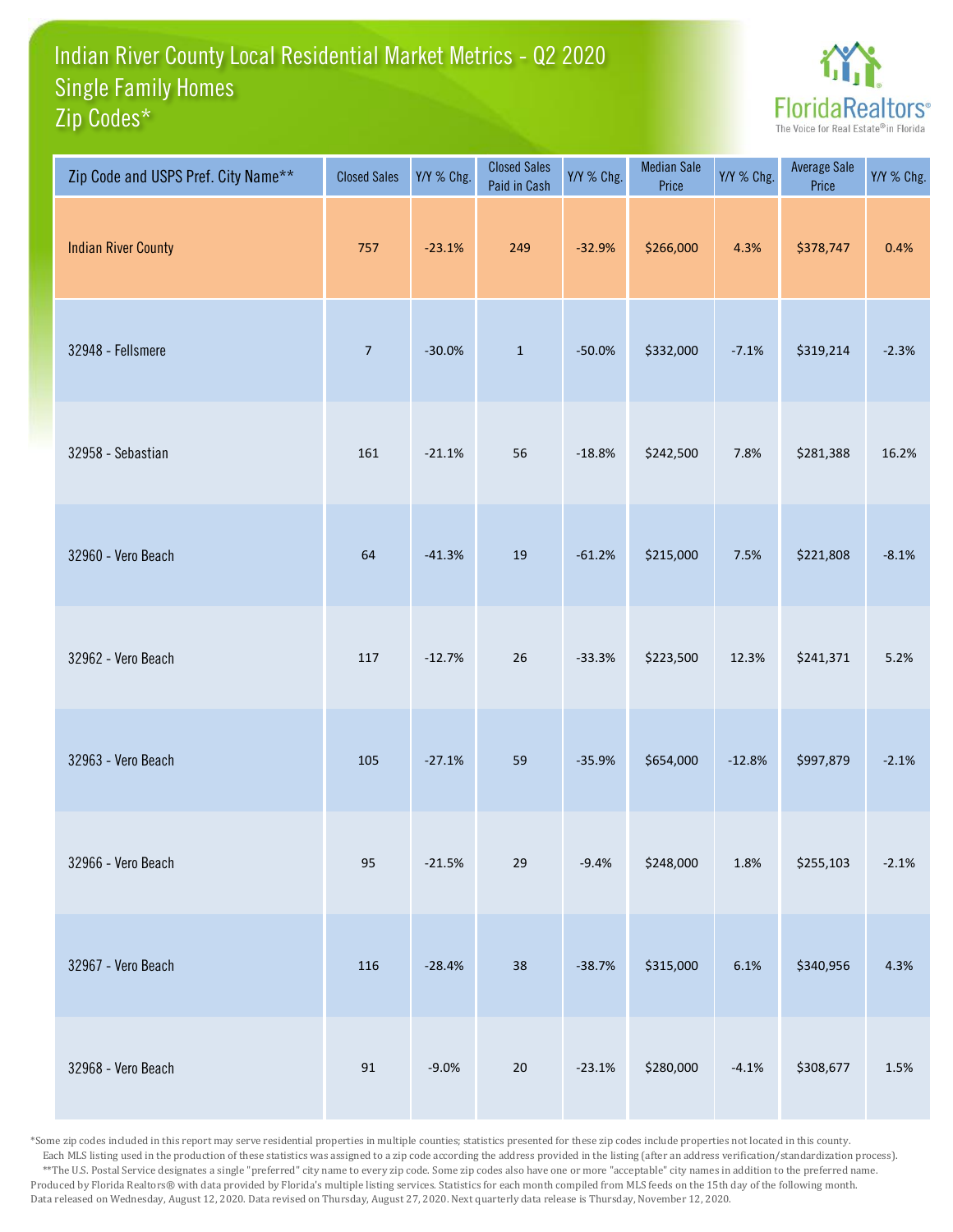# Indian River County Local Residential Market Metrics - Q2 2020
## Single Family Homes
## Zip Codes*

FloridaRealtors® The Voice for Real Estate® in Florida

| Zip Code and USPS Pref. City Name** | Closed Sales | Y/Y % Chg. | Closed Sales Paid in Cash | Y/Y % Chg. | Median Sale Price | Y/Y % Chg. | Average Sale Price | Y/Y % Chg. |
|---|---|---|---|---|---|---|---|---|
| Indian River County | 757 | -23.1% | 249 | -32.9% | $266,000 | 4.3% | $378,747 | 0.4% |
| 32948 - Fellsmere | 7 | -30.0% | 1 | -50.0% | $332,000 | -7.1% | $319,214 | -2.3% |
| 32958 - Sebastian | 161 | -21.1% | 56 | -18.8% | $242,500 | 7.8% | $281,388 | 16.2% |
| 32960 - Vero Beach | 64 | -41.3% | 19 | -61.2% | $215,000 | 7.5% | $221,808 | -8.1% |
| 32962 - Vero Beach | 117 | -12.7% | 26 | -33.3% | $223,500 | 12.3% | $241,371 | 5.2% |
| 32963 - Vero Beach | 105 | -27.1% | 59 | -35.9% | $654,000 | -12.8% | $997,879 | -2.1% |
| 32966 - Vero Beach | 95 | -21.5% | 29 | -9.4% | $248,000 | 1.8% | $255,103 | -2.1% |
| 32967 - Vero Beach | 116 | -28.4% | 38 | -38.7% | $315,000 | 6.1% | $340,956 | 4.3% |
| 32968 - Vero Beach | 91 | -9.0% | 20 | -23.1% | $280,000 | -4.1% | $308,677 | 1.5% |

*Some zip codes included in this report may serve residential properties in multiple counties; statistics presented for these zip codes include properties not located in this county. Each MLS listing used in the production of these statistics was assigned to a zip code according the address provided in the listing (after an address verification/standardization process).

**The U.S. Postal Service designates a single "preferred" city name to every zip code. Some zip codes also have one or more "acceptable" city names in addition to the preferred name.

Produced by Florida Realtors® with data provided by Florida's multiple listing services. Statistics for each month compiled from MLS feeds on the 15th day of the following month.

Data released on Wednesday, August 12, 2020. Data revised on Thursday, August 27, 2020. Next quarterly data release is Thursday, November 12, 2020.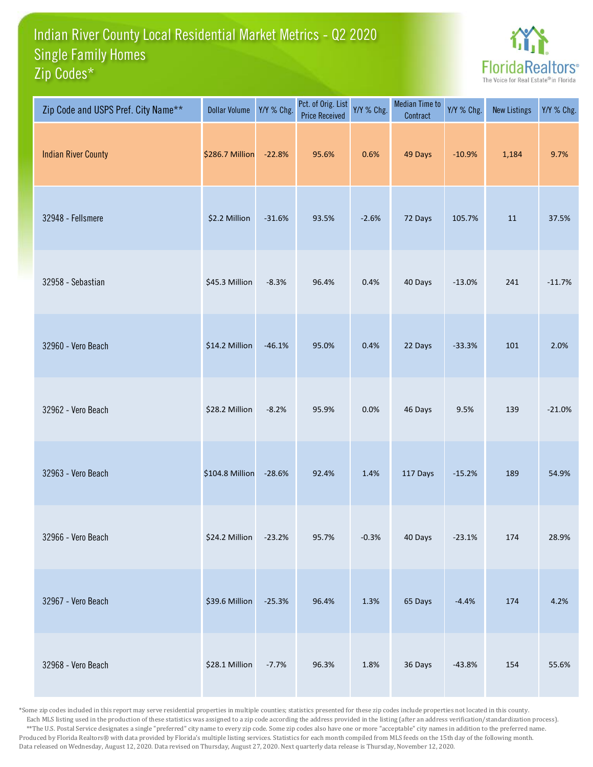# Indian River County Local Residential Market Metrics - Q2 2020
## Single Family Homes
## Zip Codes*

FloridaRealtors® The Voice for Real Estate® in Florida

| Zip Code and USPS Pref. City Name** | Dollar Volume | Y/Y % Chg. | Pct. of Orig. List Price Received | Y/Y % Chg. | Median Time to Contract | Y/Y % Chg. | New Listings | Y/Y % Chg. |
|---|---|---|---|---|---|---|---|---|
| Indian River County | $286.7 Million | -22.8% | 95.6% | 0.6% | 49 Days | -10.9% | 1,184 | 9.7% |
| 32948 - Fellsmere | $2.2 Million | -31.6% | 93.5% | -2.6% | 72 Days | 105.7% | 11 | 37.5% |
| 32958 - Sebastian | $45.3 Million | -8.3% | 96.4% | 0.4% | 40 Days | -13.0% | 241 | -11.7% |
| 32960 - Vero Beach | $14.2 Million | -46.1% | 95.0% | 0.4% | 22 Days | -33.3% | 101 | 2.0% |
| 32962 - Vero Beach | $28.2 Million | -8.2% | 95.9% | 0.0% | 46 Days | 9.5% | 139 | -21.0% |
| 32963 - Vero Beach | $104.8 Million | -28.6% | 92.4% | 1.4% | 117 Days | -15.2% | 189 | 54.9% |
| 32966 - Vero Beach | $24.2 Million | -23.2% | 95.7% | -0.3% | 40 Days | -23.1% | 174 | 28.9% |
| 32967 - Vero Beach | $39.6 Million | -25.3% | 96.4% | 1.3% | 65 Days | -4.4% | 174 | 4.2% |
| 32968 - Vero Beach | $28.1 Million | -7.7% | 96.3% | 1.8% | 36 Days | -43.8% | 154 | 55.6% |

*Some zip codes included in this report may serve residential properties in multiple counties; statistics presented for these zip codes include properties not located in this county. Each MLS listing used in the production of these statistics was assigned to a zip code according the address provided in the listing (after an address verification/standardization process).
**The U.S. Postal Service designates a single "preferred" city name to every zip code. Some zip codes also have one or more "acceptable" city names in addition to the preferred name.
Produced by Florida Realtors® with data provided by Florida's multiple listing services. Statistics for each month compiled from MLS feeds on the 15th day of the following month.
Data released on Wednesday, August 12, 2020. Data revised on Thursday, August 27, 2020. Next quarterly data release is Thursday, November 12, 2020.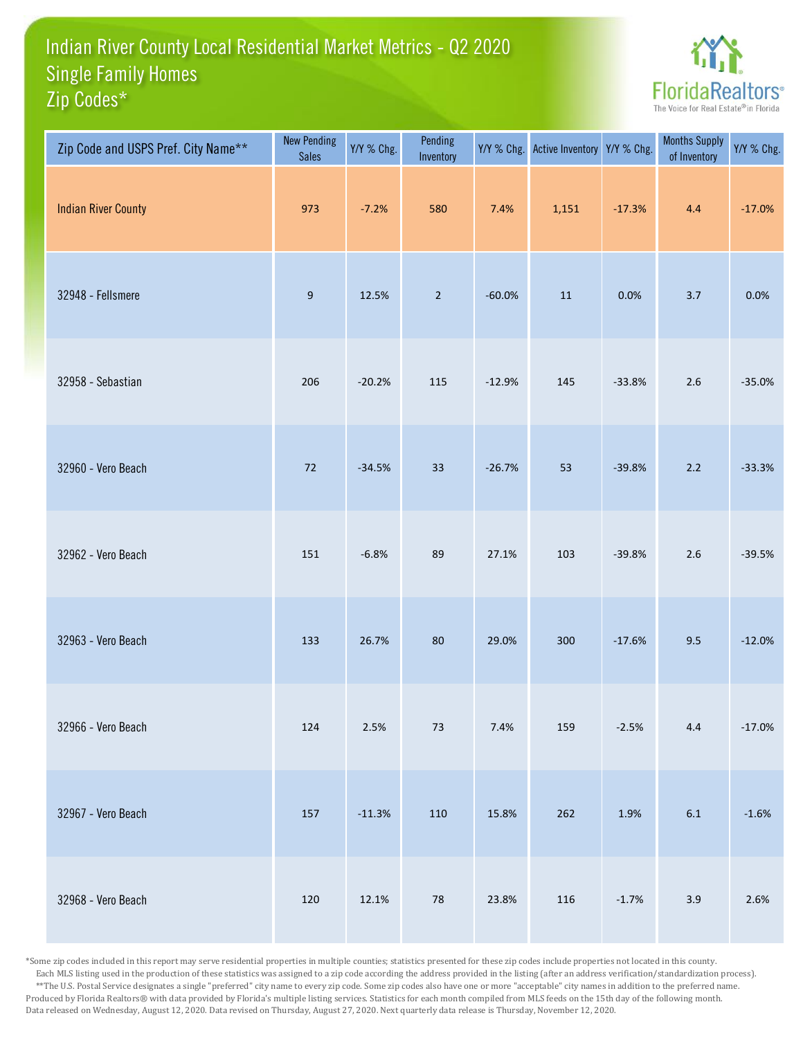# Indian River County Local Residential Market Metrics - Q2 2020
## Single Family Homes
## Zip Codes*

FloridaRealtors® The Voice for Real Estate® in Florida

| Zip Code and USPS Pref. City Name** | New Pending Sales | Y/Y % Chg. | Pending Inventory | Y/Y % Chg. | Active Inventory | Y/Y % Chg. | Months Supply of Inventory | Y/Y % Chg. |
|---|---|---|---|---|---|---|---|---|
| Indian River County | 973 | -7.2% | 580 | 7.4% | 1,151 | -17.3% | 4.4 | -17.0% |
| 32948 - Fellsmere | 9 | 12.5% | 2 | -60.0% | 11 | 0.0% | 3.7 | 0.0% |
| 32958 - Sebastian | 206 | -20.2% | 115 | -12.9% | 145 | -33.8% | 2.6 | -35.0% |
| 32960 - Vero Beach | 72 | -34.5% | 33 | -26.7% | 53 | -39.8% | 2.2 | -33.3% |
| 32962 - Vero Beach | 151 | -6.8% | 89 | 27.1% | 103 | -39.8% | 2.6 | -39.5% |
| 32963 - Vero Beach | 133 | 26.7% | 80 | 29.0% | 300 | -17.6% | 9.5 | -12.0% |
| 32966 - Vero Beach | 124 | 2.5% | 73 | 7.4% | 159 | -2.5% | 4.4 | -17.0% |
| 32967 - Vero Beach | 157 | -11.3% | 110 | 15.8% | 262 | 1.9% | 6.1 | -1.6% |
| 32968 - Vero Beach | 120 | 12.1% | 78 | 23.8% | 116 | -1.7% | 3.9 | 2.6% |

*Some zip codes included in this report may serve residential properties in multiple counties; statistics presented for these zip codes include properties not located in this county.
Each MLS listing used in the production of these statistics was assigned to a zip code according the address provided in the listing (after an address verification/standardization process).
**The U.S. Postal Service designates a single "preferred" city name to every zip code. Some zip codes also have one or more "acceptable" city names in addition to the preferred name.
Produced by Florida Realtors® with data provided by Florida's multiple listing services. Statistics for each month compiled from MLS feeds on the 15th day of the following month.
Data released on Wednesday, August 12, 2020. Data revised on Thursday, August 27, 2020. Next quarterly data release is Thursday, November 12, 2020.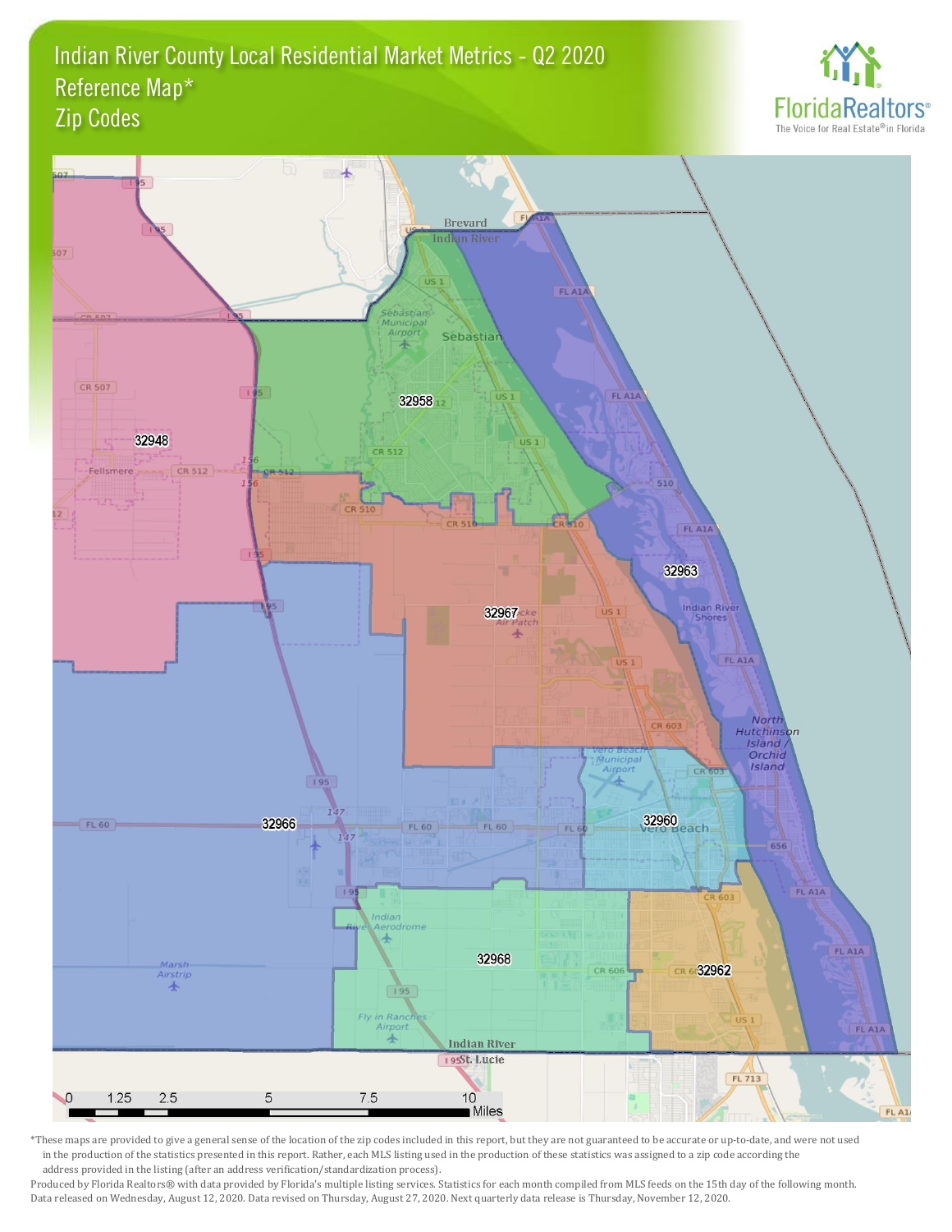# Indian River County Local Residential Market Metrics - Q2 2020

## Reference Map*

## Zip Codes

FloridaRealtors®

The Voice for Real Estate® in Florida

32948

32958

32963

32967

32966

32960

32968

32962

0 1.25 2.5 5 7.5 10 Miles

*These maps are provided to give a general sense of the location of the zip codes included in this report, but they are not guaranteed to be accurate or up-to-date, and were not used in the production of the statistics presented in this report. Rather, each MLS listing used in the production of these statistics was assigned to a zip code according the address provided in the listing (after an address verification/standardization process).

Produced by Florida Realtors® with data provided by Florida's multiple listing services. Statistics for each month compiled from MLS feeds on the 15th day of the following month. Data released on Wednesday, August 12, 2020. Data revised on Thursday, August 27, 2020. Next quarterly data release is Thursday, November 12, 2020.